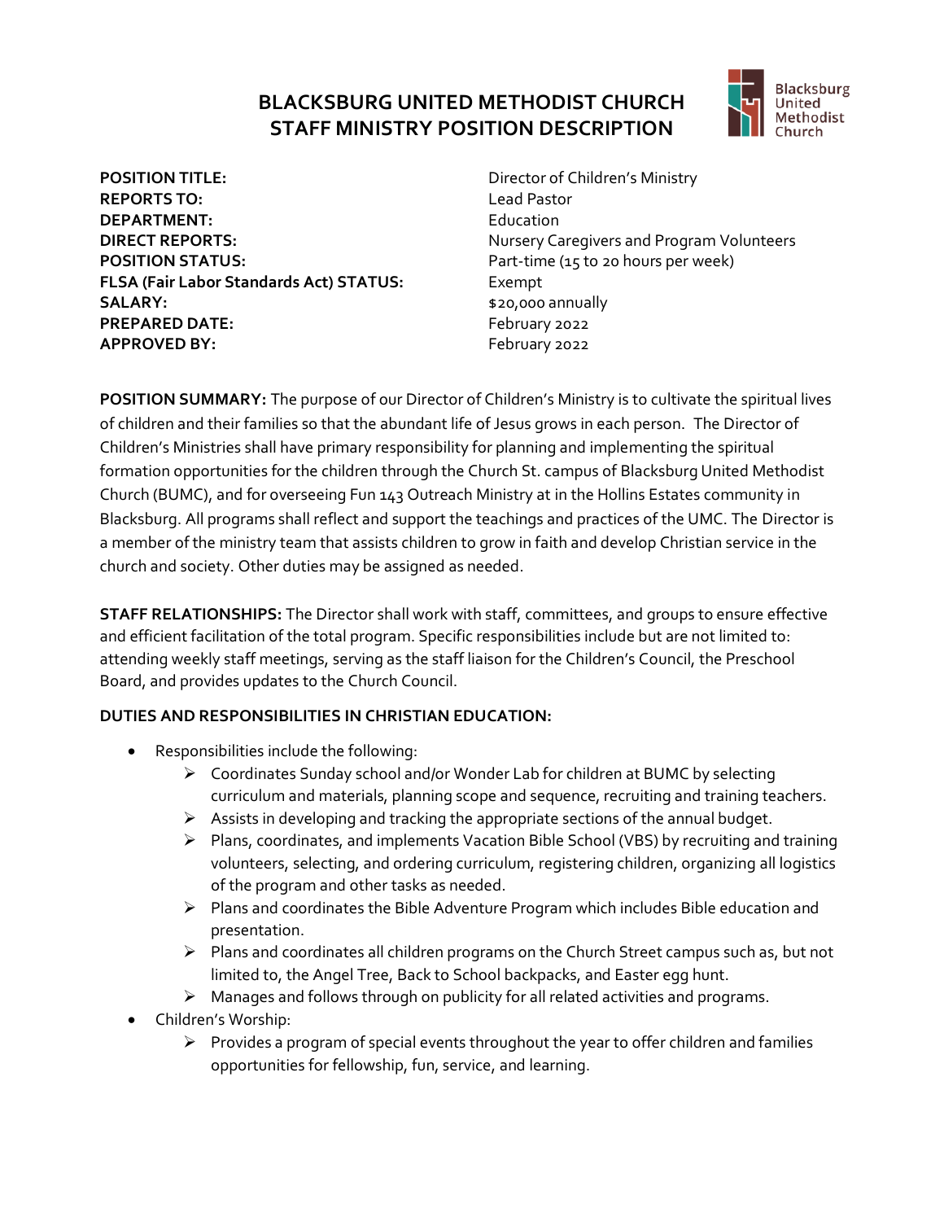# BLACKSBURG UNITED METHODIST CHURCH
# STAFF MINISTRY POSITION DESCRIPTION

| | |
|---|---|
| **POSITION TITLE:** | Director of Children's Ministry |
| **REPORTS TO:** | Lead Pastor |
| **DEPARTMENT:** | Education |
| **DIRECT REPORTS:** | Nursery Caregivers and Program Volunteers |
| **POSITION STATUS:** | Part-time (15 to 20 hours per week) |
| **FLSA (Fair Labor Standards Act) STATUS:** | Exempt |
| **SALARY:** | $20,000 annually |
| **PREPARED DATE:** | February 2022 |
| **APPROVED BY:** | February 2022 |

**POSITION SUMMARY:** The purpose of our Director of Children's Ministry is to cultivate the spiritual lives of children and their families so that the abundant life of Jesus grows in each person. The Director of Children's Ministries shall have primary responsibility for planning and implementing the spiritual formation opportunities for the children through the Church St. campus of Blacksburg United Methodist Church (BUMC), and for overseeing Fun 143 Outreach Ministry at in the Hollins Estates community in Blacksburg. All programs shall reflect and support the teachings and practices of the UMC. The Director is a member of the ministry team that assists children to grow in faith and develop Christian service in the church and society. Other duties may be assigned as needed.

**STAFF RELATIONSHIPS:** The Director shall work with staff, committees, and groups to ensure effective and efficient facilitation of the total program. Specific responsibilities include but are not limited to: attending weekly staff meetings, serving as the staff liaison for the Children's Council, the Preschool Board, and provides updates to the Church Council.

**DUTIES AND RESPONSIBILITIES IN CHRISTIAN EDUCATION:**

- Responsibilities include the following:
  - Coordinates Sunday school and/or Wonder Lab for children at BUMC by selecting curriculum and materials, planning scope and sequence, recruiting and training teachers.
  - Assists in developing and tracking the appropriate sections of the annual budget.
  - Plans, coordinates, and implements Vacation Bible School (VBS) by recruiting and training volunteers, selecting, and ordering curriculum, registering children, organizing all logistics of the program and other tasks as needed.
  - Plans and coordinates the Bible Adventure Program which includes Bible education and presentation.
  - Plans and coordinates all children programs on the Church Street campus such as, but not limited to, the Angel Tree, Back to School backpacks, and Easter egg hunt.
  - Manages and follows through on publicity for all related activities and programs.
- Children's Worship:
  - Provides a program of special events throughout the year to offer children and families opportunities for fellowship, fun, service, and learning.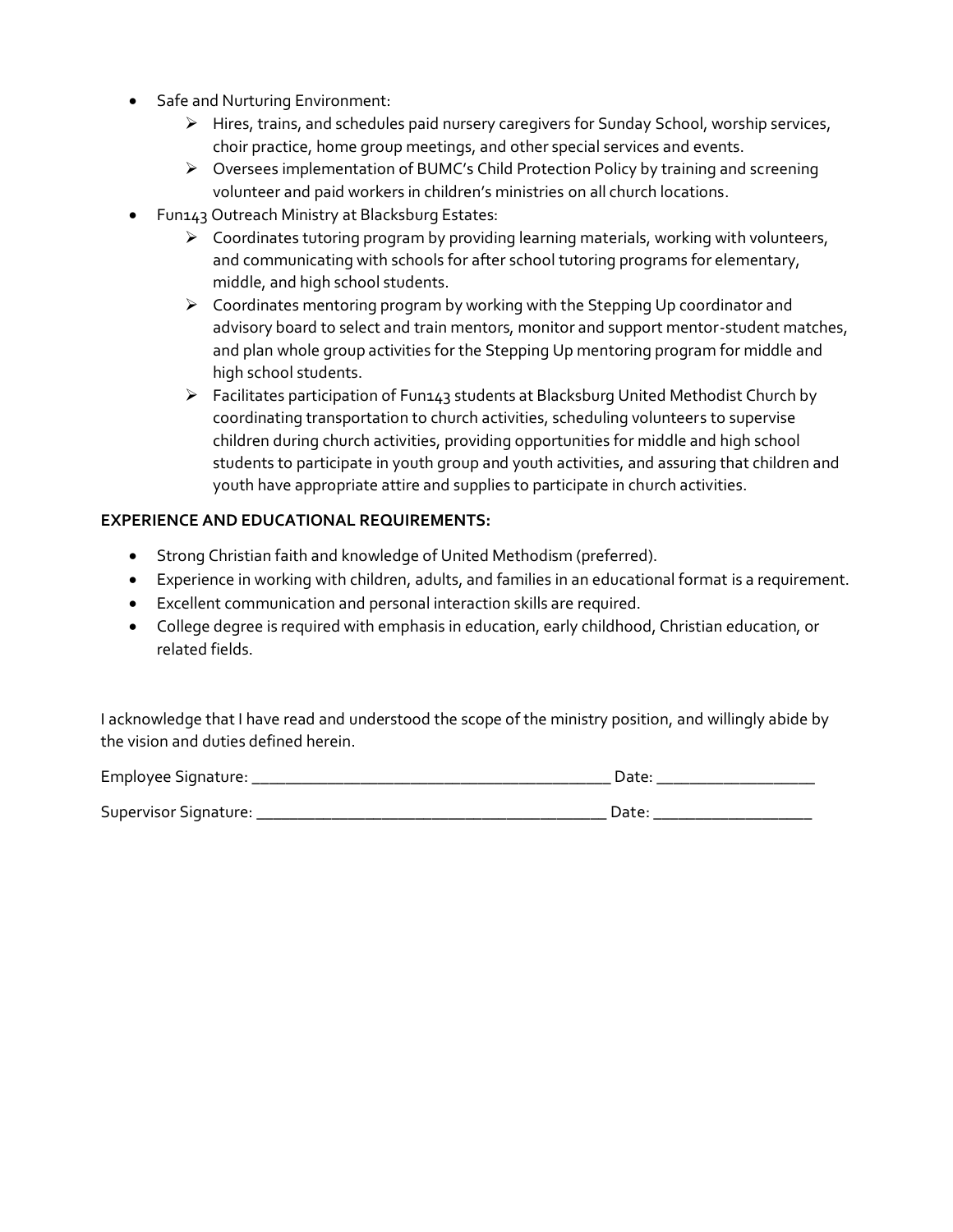- Safe and Nurturing Environment:
  - Hires, trains, and schedules paid nursery caregivers for Sunday School, worship services, choir practice, home group meetings, and other special services and events.
  - Oversees implementation of BUMC's Child Protection Policy by training and screening volunteer and paid workers in children's ministries on all church locations.
- Fun143 Outreach Ministry at Blacksburg Estates:
  - Coordinates tutoring program by providing learning materials, working with volunteers, and communicating with schools for after school tutoring programs for elementary, middle, and high school students.
  - Coordinates mentoring program by working with the Stepping Up coordinator and advisory board to select and train mentors, monitor and support mentor-student matches, and plan whole group activities for the Stepping Up mentoring program for middle and high school students.
  - Facilitates participation of Fun143 students at Blacksburg United Methodist Church by coordinating transportation to church activities, scheduling volunteers to supervise children during church activities, providing opportunities for middle and high school students to participate in youth group and youth activities, and assuring that children and youth have appropriate attire and supplies to participate in church activities.

**EXPERIENCE AND EDUCATIONAL REQUIREMENTS:**

- Strong Christian faith and knowledge of United Methodism (preferred).
- Experience in working with children, adults, and families in an educational format is a requirement.
- Excellent communication and personal interaction skills are required.
- College degree is required with emphasis in education, early childhood, Christian education, or related fields.

I acknowledge that I have read and understood the scope of the ministry position, and willingly abide by the vision and duties defined herein.

Employee Signature: ___________________________________________ Date: ___________________

Supervisor Signature: __________________________________________ Date: ___________________